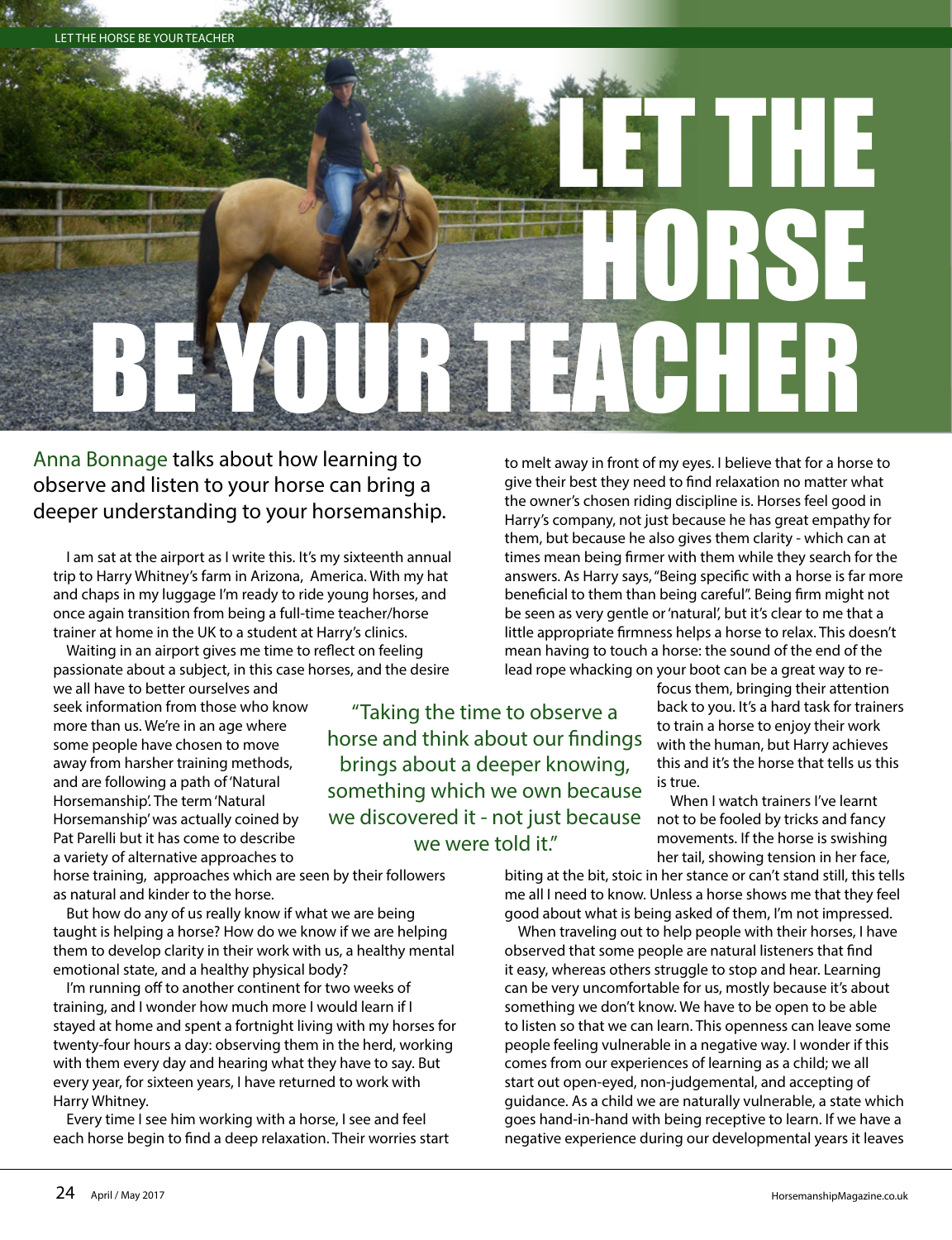# LET THE HORSE BE YOUR TEACHER

Anna Bonnage talks about how learning to observe and listen to your horse can bring a deeper understanding to your horsemanship.

I am sat at the airport as I write this. It's my sixteenth annual trip to Harry Whitney's farm in Arizona, America. With my hat and chaps in my luggage I'm ready to ride young horses, and once again transition from being a full-time teacher/horse trainer at home in the UK to a student at Harry's clinics.

Waiting in an airport gives me time to reflect on feeling passionate about a subject, in this case horses, and the desire we all have to better ourselves and seek information from those who know more than us. We're in an age where some people have chosen to move away from harsher training methods, and are following a path of 'Natural Horsemanship'. The term 'Natural Horsemanship' was actually coined by Pat Parelli but it has come to describe a variety of alternative approaches to horse training, approaches which are seen by their followers as natural and kinder to the horse.

> "Taking the time to observe a horse and think about our findings brings about a deeper knowing, something which we own because we discovered it - not just because we were told it."

But how do any of us really know if what we are being taught is helping a horse? How do we know if we are helping them to develop clarity in their work with us, a healthy mental emotional state, and a healthy physical body?

I'm running off to another continent for two weeks of training, and I wonder how much more I would learn if I stayed at home and spent a fortnight living with my horses for twenty-four hours a day: observing them in the herd, working with them every day and hearing what they have to say. But every year, for sixteen years, I have returned to work with Harry Whitney.

Every time I see him working with a horse, I see and feel each horse begin to find a deep relaxation. Their worries start to melt away in front of my eyes. I believe that for a horse to give their best they need to find relaxation no matter what the owner's chosen riding discipline is. Horses feel good in Harry's company, not just because he has great empathy for them, but because he also gives them clarity - which can at times mean being firmer with them while they search for the answers. As Harry says, "Being specific with a horse is far more beneficial to them than being careful". Being firm might not be seen as very gentle or 'natural', but it's clear to me that a little appropriate firmness helps a horse to relax. This doesn't mean having to touch a horse: the sound of the end of the lead rope whacking on your boot can be a great way to re-focus them, bringing their attention back to you. It's a hard task for trainers to train a horse to enjoy their work with the human, but Harry achieves this and it's the horse that tells us this is true.

When I watch trainers I've learnt not to be fooled by tricks and fancy movements. If the horse is swishing her tail, showing tension in her face, biting at the bit, stoic in her stance or can't stand still, this tells me all I need to know. Unless a horse shows me that they feel good about what is being asked of them, I'm not impressed.

When traveling out to help people with their horses, I have observed that some people are natural listeners that find it easy, whereas others struggle to stop and hear. Learning can be very uncomfortable for us, mostly because it's about something we don't know. We have to be open to be able to listen so that we can learn. This openness can leave some people feeling vulnerable in a negative way. I wonder if this comes from our experiences of learning as a child; we all start out open-eyed, non-judgemental, and accepting of guidance. As a child we are naturally vulnerable, a state which goes hand-in-hand with being receptive to learn. If we have a negative experience during our developmental years it leaves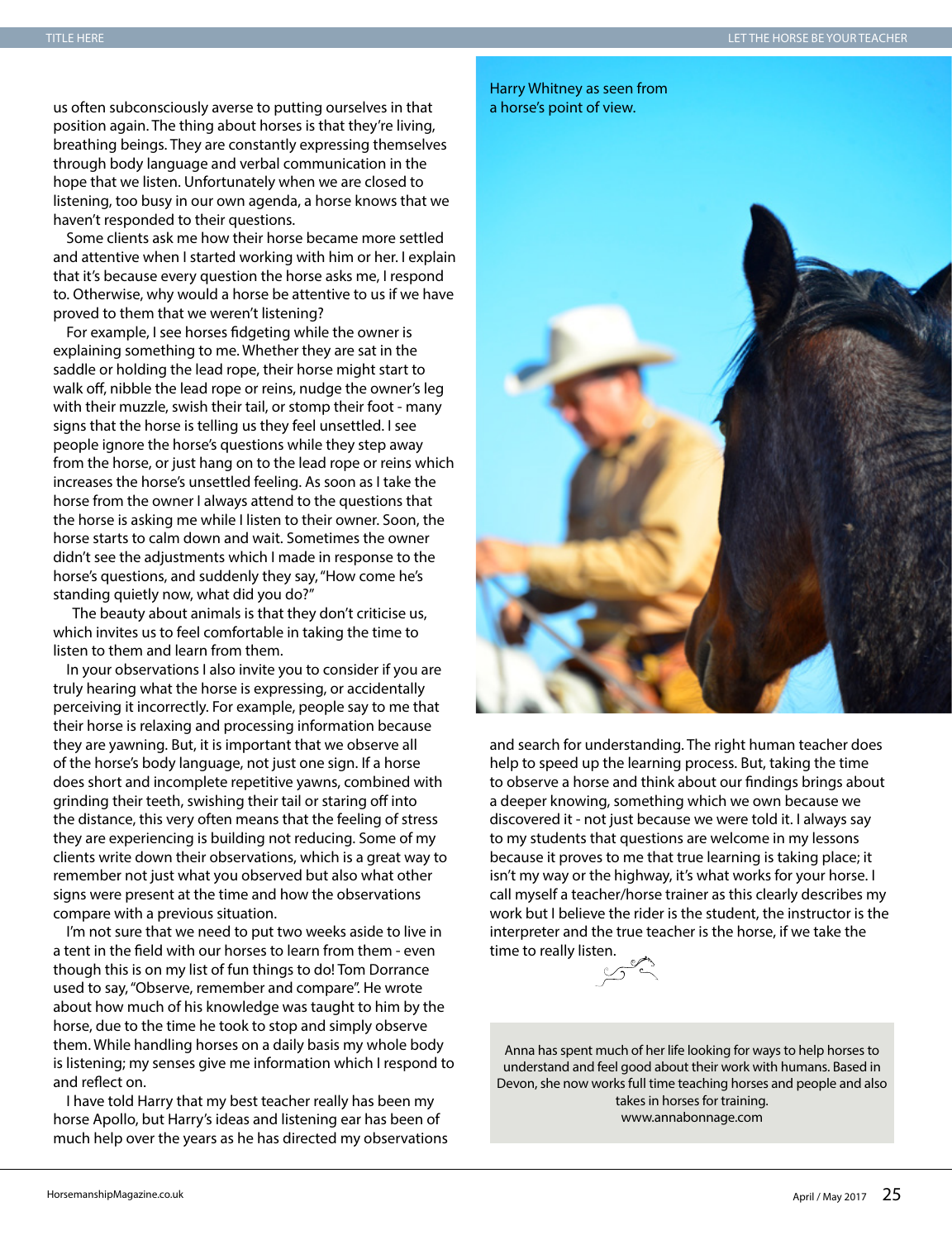us often subconsciously averse to putting ourselves in that position again. The thing about horses is that they're living, breathing beings. They are constantly expressing themselves through body language and verbal communication in the hope that we listen. Unfortunately when we are closed to listening, too busy in our own agenda, a horse knows that we haven't responded to their questions.

Some clients ask me how their horse became more settled and attentive when I started working with him or her. I explain that it's because every question the horse asks me, I respond to. Otherwise, why would a horse be attentive to us if we have proved to them that we weren't listening?

For example, I see horses fidgeting while the owner is explaining something to me. Whether they are sat in the saddle or holding the lead rope, their horse might start to walk off, nibble the lead rope or reins, nudge the owner's leg with their muzzle, swish their tail, or stomp their foot - many signs that the horse is telling us they feel unsettled. I see people ignore the horse's questions while they step away from the horse, or just hang on to the lead rope or reins which increases the horse's unsettled feeling. As soon as I take the horse from the owner I always attend to the questions that the horse is asking me while I listen to their owner. Soon, the horse starts to calm down and wait. Sometimes the owner didn't see the adjustments which I made in response to the horse's questions, and suddenly they say, "How come he's standing quietly now, what did you do?"

The beauty about animals is that they don't criticise us, which invites us to feel comfortable in taking the time to listen to them and learn from them.

In your observations I also invite you to consider if you are truly hearing what the horse is expressing, or accidentally perceiving it incorrectly. For example, people say to me that their horse is relaxing and processing information because they are yawning. But, it is important that we observe all of the horse's body language, not just one sign. If a horse does short and incomplete repetitive yawns, combined with grinding their teeth, swishing their tail or staring off into the distance, this very often means that the feeling of stress they are experiencing is building not reducing. Some of my clients write down their observations, which is a great way to remember not just what you observed but also what other signs were present at the time and how the observations compare with a previous situation.

I'm not sure that we need to put two weeks aside to live in a tent in the field with our horses to learn from them - even though this is on my list of fun things to do! Tom Dorrance used to say, "Observe, remember and compare". He wrote about how much of his knowledge was taught to him by the horse, due to the time he took to stop and simply observe them. While handling horses on a daily basis my whole body is listening; my senses give me information which I respond to and reflect on.

I have told Harry that my best teacher really has been my horse Apollo, but Harry's ideas and listening ear has been of much help over the years as he has directed my observations

Harry Whitney as seen from a horse's point of view.

and search for understanding. The right human teacher does help to speed up the learning process. But, taking the time to observe a horse and think about our findings brings about a deeper knowing, something which we own because we discovered it - not just because we were told it. I always say to my students that questions are welcome in my lessons because it proves to me that true learning is taking place; it isn't my way or the highway, it's what works for your horse. I call myself a teacher/horse trainer as this clearly describes my work but I believe the rider is the student, the instructor is the interpreter and the true teacher is the horse, if we take the time to really listen.

Anna has spent much of her life looking for ways to help horses to understand and feel good about their work with humans. Based in Devon, she now works full time teaching horses and people and also takes in horses for training.
www.annabonnage.com